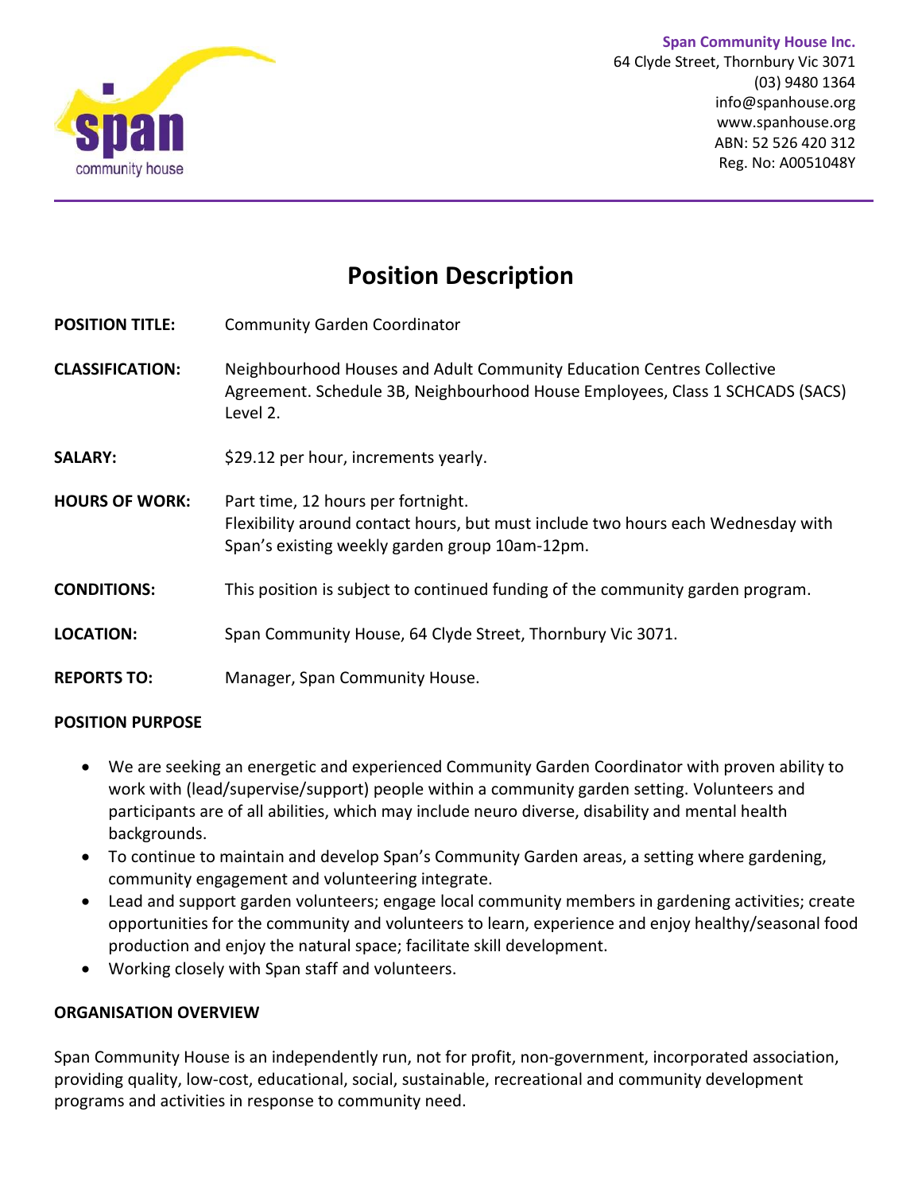**Span Community House Inc.**
64 Clyde Street, Thornbury Vic 3071
(03) 9480 1364
info@spanhouse.org
www.spanhouse.org
ABN: 52 526 420 312
Reg. No: A0051048Y

# Position Description

**POSITION TITLE:** Community Garden Coordinator

**CLASSIFICATION:** Neighbourhood Houses and Adult Community Education Centres Collective Agreement. Schedule 3B, Neighbourhood House Employees, Class 1 SCHCADS (SACS) Level 2.

**SALARY:** $29.12 per hour, increments yearly.

**HOURS OF WORK:** Part time, 12 hours per fortnight.
Flexibility around contact hours, but must include two hours each Wednesday with Span's existing weekly garden group 10am-12pm.

**CONDITIONS:** This position is subject to continued funding of the community garden program.

**LOCATION:** Span Community House, 64 Clyde Street, Thornbury Vic 3071.

**REPORTS TO:** Manager, Span Community House.

## POSITION PURPOSE

- We are seeking an energetic and experienced Community Garden Coordinator with proven ability to work with (lead/supervise/support) people within a community garden setting. Volunteers and participants are of all abilities, which may include neuro diverse, disability and mental health backgrounds.
- To continue to maintain and develop Span's Community Garden areas, a setting where gardening, community engagement and volunteering integrate.
- Lead and support garden volunteers; engage local community members in gardening activities; create opportunities for the community and volunteers to learn, experience and enjoy healthy/seasonal food production and enjoy the natural space; facilitate skill development.
- Working closely with Span staff and volunteers.

## ORGANISATION OVERVIEW

Span Community House is an independently run, not for profit, non-government, incorporated association, providing quality, low-cost, educational, social, sustainable, recreational and community development programs and activities in response to community need.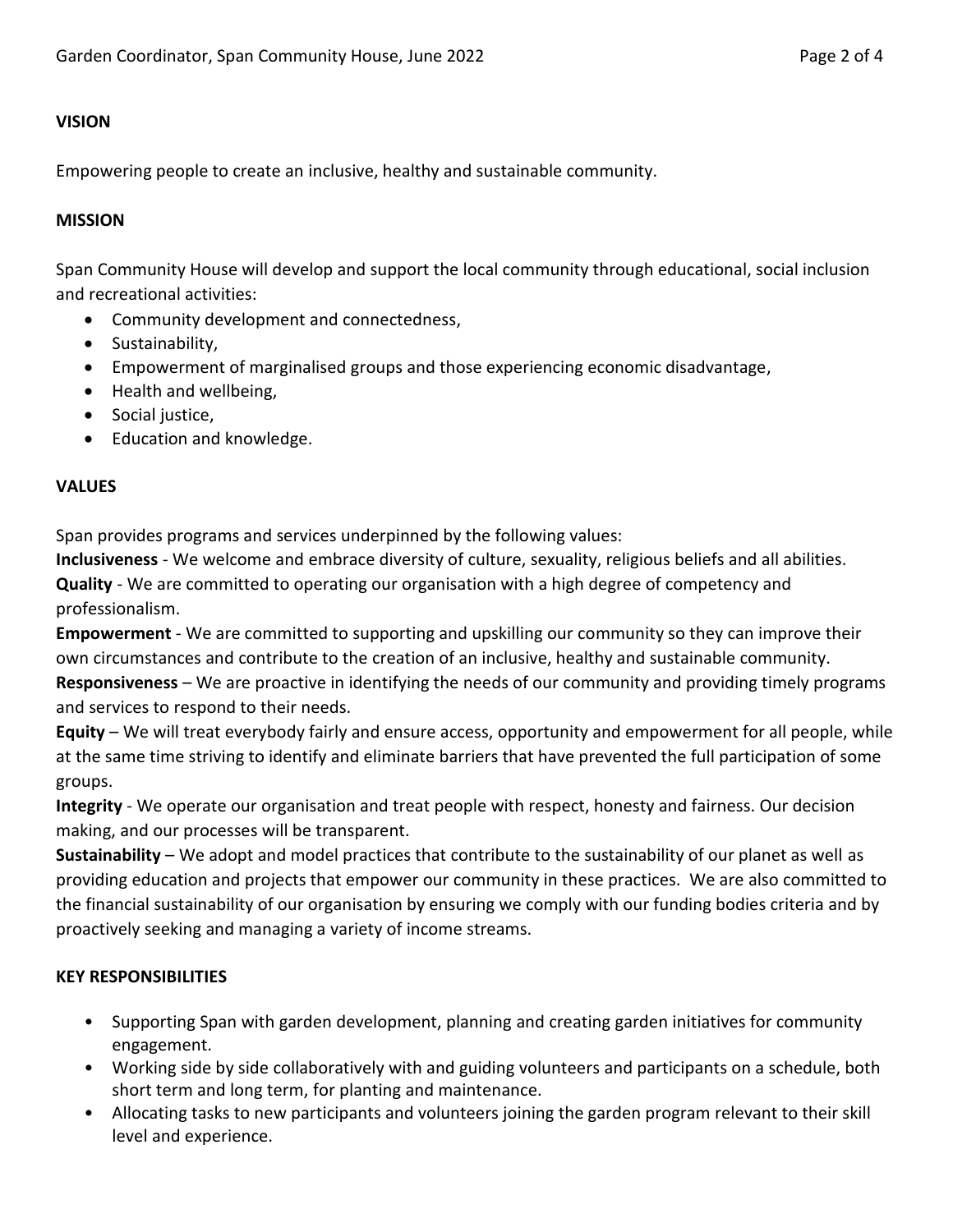**VISION**

Empowering people to create an inclusive, healthy and sustainable community.

**MISSION**

Span Community House will develop and support the local community through educational, social inclusion and recreational activities:

- Community development and connectedness,
- Sustainability,
- Empowerment of marginalised groups and those experiencing economic disadvantage,
- Health and wellbeing,
- Social justice,
- Education and knowledge.

**VALUES**

Span provides programs and services underpinned by the following values:

**Inclusiveness** - We welcome and embrace diversity of culture, sexuality, religious beliefs and all abilities.
**Quality** - We are committed to operating our organisation with a high degree of competency and professionalism.
**Empowerment** - We are committed to supporting and upskilling our community so they can improve their own circumstances and contribute to the creation of an inclusive, healthy and sustainable community.
**Responsiveness** – We are proactive in identifying the needs of our community and providing timely programs and services to respond to their needs.
**Equity** – We will treat everybody fairly and ensure access, opportunity and empowerment for all people, while at the same time striving to identify and eliminate barriers that have prevented the full participation of some groups.
**Integrity** - We operate our organisation and treat people with respect, honesty and fairness. Our decision making, and our processes will be transparent.
**Sustainability** – We adopt and model practices that contribute to the sustainability of our planet as well as providing education and projects that empower our community in these practices. We are also committed to the financial sustainability of our organisation by ensuring we comply with our funding bodies criteria and by proactively seeking and managing a variety of income streams.

**KEY RESPONSIBILITIES**

- Supporting Span with garden development, planning and creating garden initiatives for community engagement.
- Working side by side collaboratively with and guiding volunteers and participants on a schedule, both short term and long term, for planting and maintenance.
- Allocating tasks to new participants and volunteers joining the garden program relevant to their skill level and experience.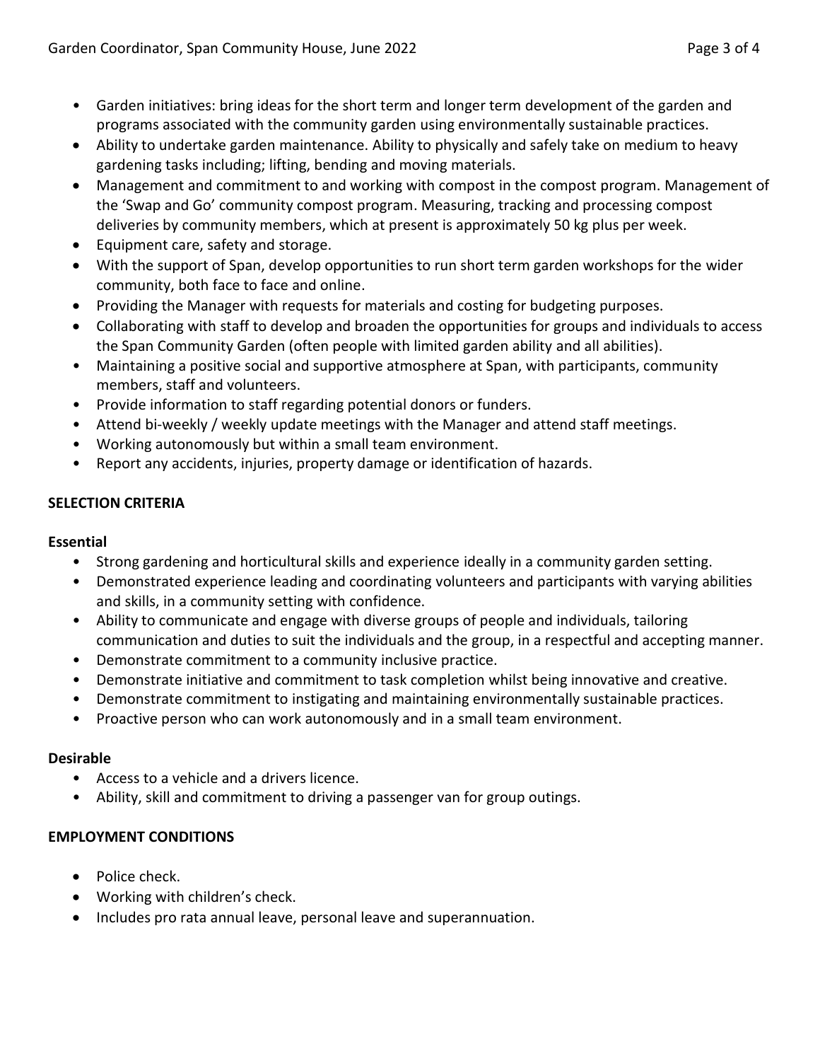- Garden initiatives: bring ideas for the short term and longer term development of the garden and programs associated with the community garden using environmentally sustainable practices.
- Ability to undertake garden maintenance. Ability to physically and safely take on medium to heavy gardening tasks including; lifting, bending and moving materials.
- Management and commitment to and working with compost in the compost program. Management of the 'Swap and Go' community compost program. Measuring, tracking and processing compost deliveries by community members, which at present is approximately 50 kg plus per week.
- Equipment care, safety and storage.
- With the support of Span, develop opportunities to run short term garden workshops for the wider community, both face to face and online.
- Providing the Manager with requests for materials and costing for budgeting purposes.
- Collaborating with staff to develop and broaden the opportunities for groups and individuals to access the Span Community Garden (often people with limited garden ability and all abilities).
- Maintaining a positive social and supportive atmosphere at Span, with participants, community members, staff and volunteers.
- Provide information to staff regarding potential donors or funders.
- Attend bi-weekly / weekly update meetings with the Manager and attend staff meetings.
- Working autonomously but within a small team environment.
- Report any accidents, injuries, property damage or identification of hazards.

## SELECTION CRITERIA

### Essential

- Strong gardening and horticultural skills and experience ideally in a community garden setting.
- Demonstrated experience leading and coordinating volunteers and participants with varying abilities and skills, in a community setting with confidence.
- Ability to communicate and engage with diverse groups of people and individuals, tailoring communication and duties to suit the individuals and the group, in a respectful and accepting manner.
- Demonstrate commitment to a community inclusive practice.
- Demonstrate initiative and commitment to task completion whilst being innovative and creative.
- Demonstrate commitment to instigating and maintaining environmentally sustainable practices.
- Proactive person who can work autonomously and in a small team environment.

### Desirable

- Access to a vehicle and a drivers licence.
- Ability, skill and commitment to driving a passenger van for group outings.

## EMPLOYMENT CONDITIONS

- Police check.
- Working with children's check.
- Includes pro rata annual leave, personal leave and superannuation.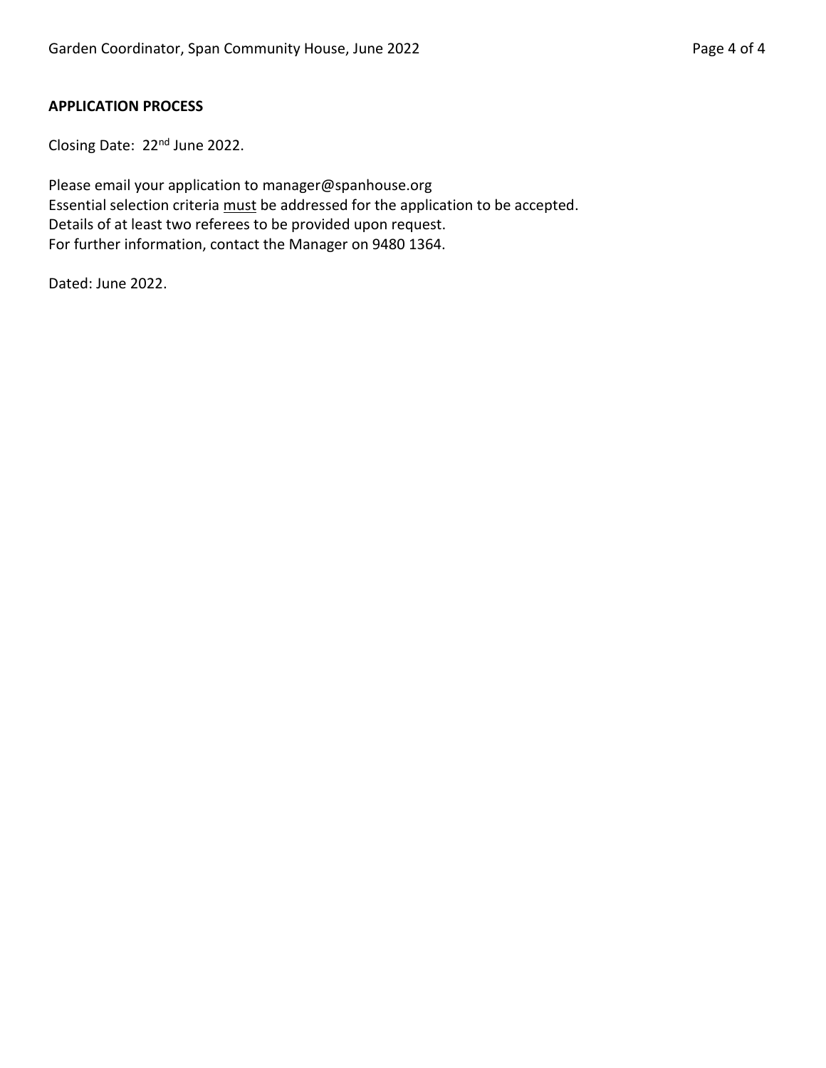**APPLICATION PROCESS**

Closing Date: 22nd June 2022.

Please email your application to manager@spanhouse.org
Essential selection criteria <u>must</u> be addressed for the application to be accepted.
Details of at least two referees to be provided upon request.
For further information, contact the Manager on 9480 1364.

Dated: June 2022.